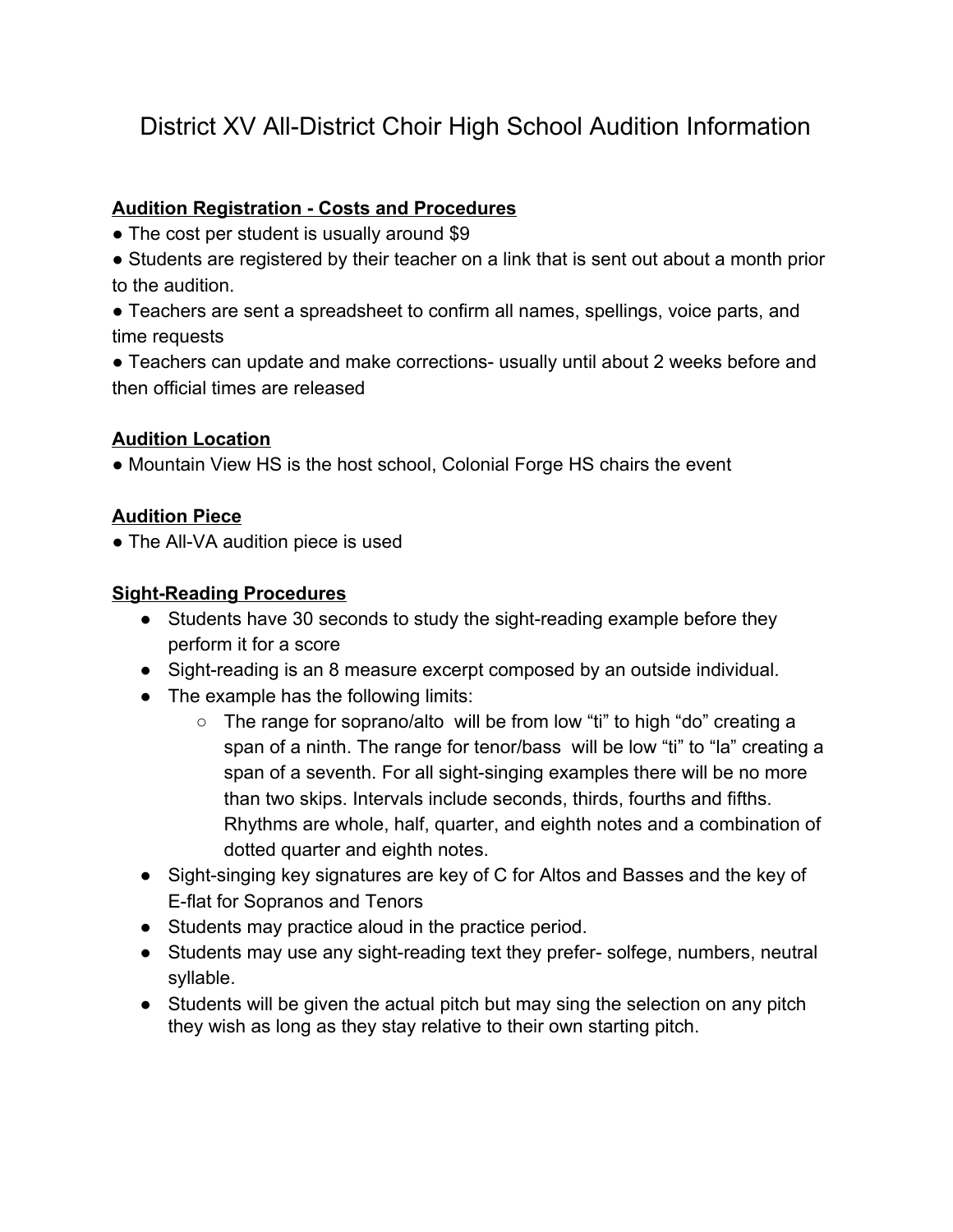# District XV All-District Choir High School Audition Information

**Audition Registration - Costs and Procedures**

- The cost per student is usually around $9
- Students are registered by their teacher on a link that is sent out about a month prior to the audition.
- Teachers are sent a spreadsheet to confirm all names, spellings, voice parts, and time requests
- Teachers can update and make corrections- usually until about 2 weeks before and then official times are released

**Audition Location**

- Mountain View HS is the host school, Colonial Forge HS chairs the event

**Audition Piece**

- The All-VA audition piece is used

**Sight-Reading Procedures**

- Students have 30 seconds to study the sight-reading example before they perform it for a score
- Sight-reading is an 8 measure excerpt composed by an outside individual.
- The example has the following limits:
  - The range for soprano/alto will be from low "ti" to high "do" creating a span of a ninth. The range for tenor/bass will be low "ti" to "la" creating a span of a seventh. For all sight-singing examples there will be no more than two skips. Intervals include seconds, thirds, fourths and fifths. Rhythms are whole, half, quarter, and eighth notes and a combination of dotted quarter and eighth notes.
- Sight-singing key signatures are key of C for Altos and Basses and the key of E-flat for Sopranos and Tenors
- Students may practice aloud in the practice period.
- Students may use any sight-reading text they prefer- solfege, numbers, neutral syllable.
- Students will be given the actual pitch but may sing the selection on any pitch they wish as long as they stay relative to their own starting pitch.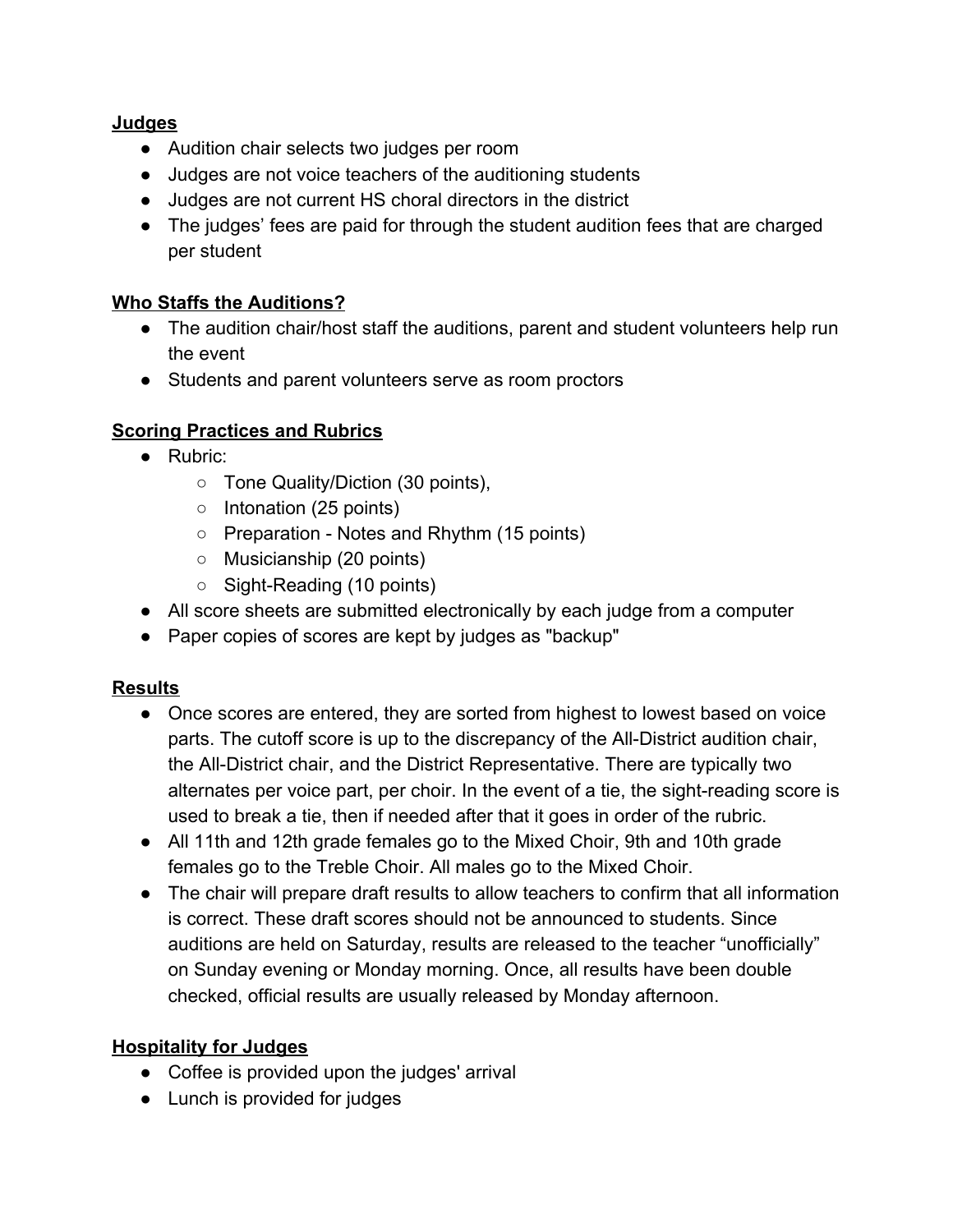**Judges**

- Audition chair selects two judges per room
- Judges are not voice teachers of the auditioning students
- Judges are not current HS choral directors in the district
- The judges' fees are paid for through the student audition fees that are charged per student

**Who Staffs the Auditions?**

- The audition chair/host staff the auditions, parent and student volunteers help run the event
- Students and parent volunteers serve as room proctors

**Scoring Practices and Rubrics**

- Rubric:
  - Tone Quality/Diction (30 points),
  - Intonation (25 points)
  - Preparation - Notes and Rhythm (15 points)
  - Musicianship (20 points)
  - Sight-Reading (10 points)
- All score sheets are submitted electronically by each judge from a computer
- Paper copies of scores are kept by judges as "backup"

**Results**

- Once scores are entered, they are sorted from highest to lowest based on voice parts. The cutoff score is up to the discrepancy of the All-District audition chair, the All-District chair, and the District Representative. There are typically two alternates per voice part, per choir. In the event of a tie, the sight-reading score is used to break a tie, then if needed after that it goes in order of the rubric.
- All 11th and 12th grade females go to the Mixed Choir, 9th and 10th grade females go to the Treble Choir. All males go to the Mixed Choir.
- The chair will prepare draft results to allow teachers to confirm that all information is correct. These draft scores should not be announced to students. Since auditions are held on Saturday, results are released to the teacher "unofficially" on Sunday evening or Monday morning. Once, all results have been double checked, official results are usually released by Monday afternoon.

**Hospitality for Judges**

- Coffee is provided upon the judges' arrival
- Lunch is provided for judges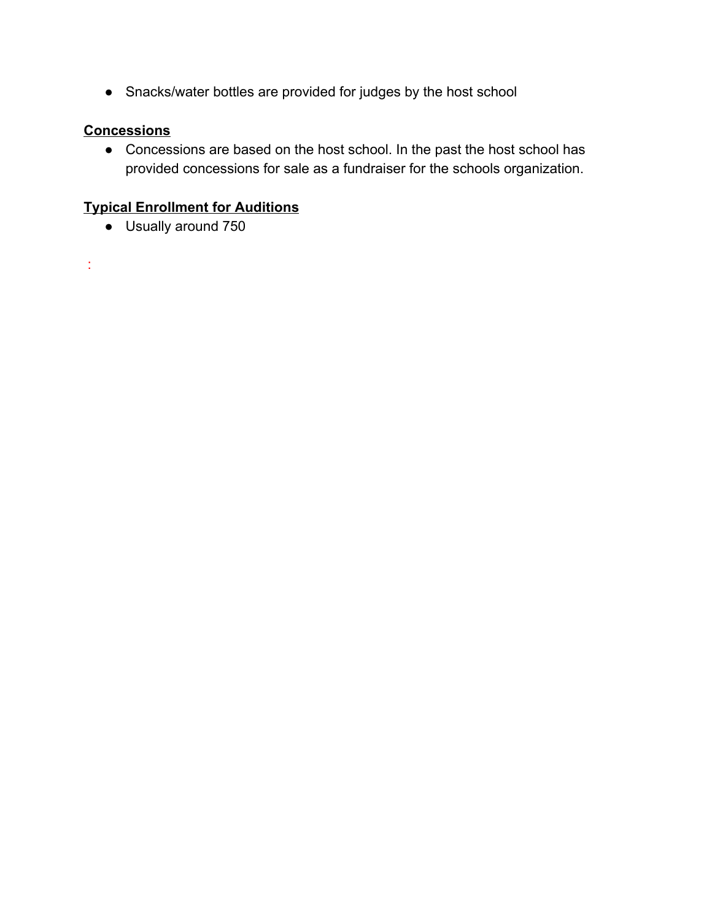- Snacks/water bottles are provided for judges by the host school

**Concessions**

- Concessions are based on the host school. In the past the host school has provided concessions for sale as a fundraiser for the schools organization.

**Typical Enrollment for Auditions**

- Usually around 750

: